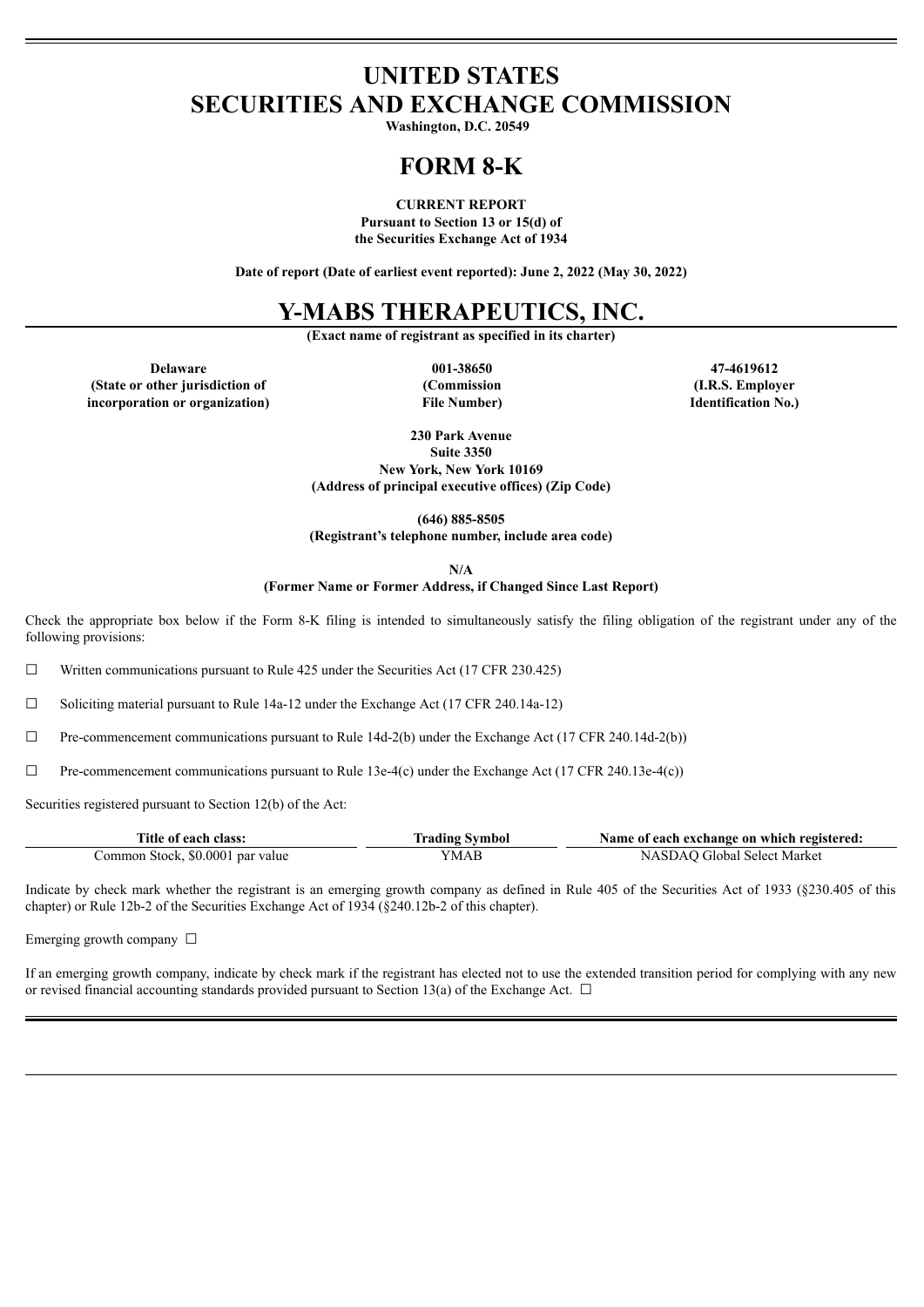# UNITED STATES
# SECURITIES AND EXCHANGE COMMISSION

**Washington, D.C. 20549**

# FORM 8-K

**CURRENT REPORT**
**Pursuant to Section 13 or 15(d) of**
**the Securities Exchange Act of 1934**

**Date of report (Date of earliest event reported): June 2, 2022 (May 30, 2022)**

# Y-MABS THERAPEUTICS, INC.

**(Exact name of registrant as specified in its charter)**

| **Delaware** | **001-38650** | **47-4619612** |
|---|---|---|
| **(State or other jurisdiction of incorporation or organization)** | **(Commission File Number)** | **(I.R.S. Employer Identification No.)** |

**230 Park Avenue**
**Suite 3350**
**New York, New York 10169**
**(Address of principal executive offices) (Zip Code)**

**(646) 885-8505**
**(Registrant's telephone number, include area code)**

**N/A**
**(Former Name or Former Address, if Changed Since Last Report)**

Check the appropriate box below if the Form 8-K filing is intended to simultaneously satisfy the filing obligation of the registrant under any of the following provisions:

☐ Written communications pursuant to Rule 425 under the Securities Act (17 CFR 230.425)

☐ Soliciting material pursuant to Rule 14a-12 under the Exchange Act (17 CFR 240.14a-12)

☐ Pre-commencement communications pursuant to Rule 14d-2(b) under the Exchange Act (17 CFR 240.14d-2(b))

☐ Pre-commencement communications pursuant to Rule 13e-4(c) under the Exchange Act (17 CFR 240.13e-4(c))

Securities registered pursuant to Section 12(b) of the Act:

| Title of each class: | Trading Symbol | Name of each exchange on which registered: |
|---|---|---|
| Common Stock, $0.0001 par value | YMAB | NASDAQ Global Select Market |

Indicate by check mark whether the registrant is an emerging growth company as defined in Rule 405 of the Securities Act of 1933 (§230.405 of this chapter) or Rule 12b-2 of the Securities Exchange Act of 1934 (§240.12b-2 of this chapter).

Emerging growth company ☐

If an emerging growth company, indicate by check mark if the registrant has elected not to use the extended transition period for complying with any new or revised financial accounting standards provided pursuant to Section 13(a) of the Exchange Act. ☐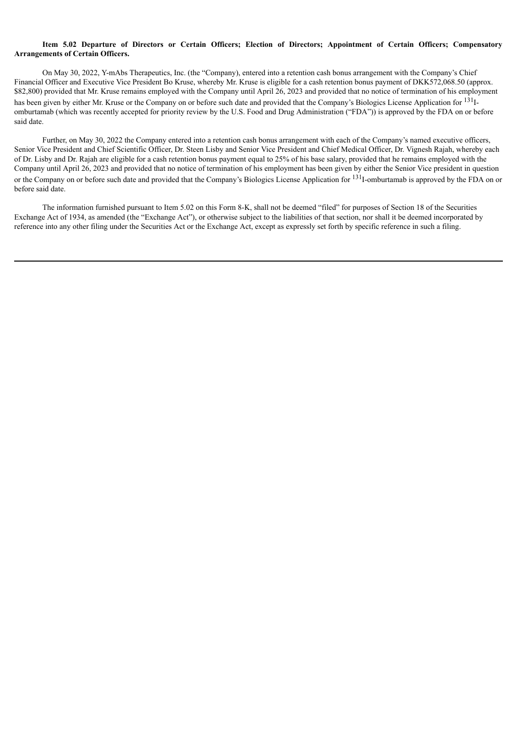**Item 5.02 Departure of Directors or Certain Officers; Election of Directors; Appointment of Certain Officers; Compensatory Arrangements of Certain Officers.**

On May 30, 2022, Y-mAbs Therapeutics, Inc. (the "Company), entered into a retention cash bonus arrangement with the Company's Chief Financial Officer and Executive Vice President Bo Kruse, whereby Mr. Kruse is eligible for a cash retention bonus payment of DKK572,068.50 (approx. $82,800) provided that Mr. Kruse remains employed with the Company until April 26, 2023 and provided that no notice of termination of his employment has been given by either Mr. Kruse or the Company on or before such date and provided that the Company's Biologics License Application for $^{131}$I-omburtamab (which was recently accepted for priority review by the U.S. Food and Drug Administration ("FDA")) is approved by the FDA on or before said date.

Further, on May 30, 2022 the Company entered into a retention cash bonus arrangement with each of the Company's named executive officers, Senior Vice President and Chief Scientific Officer, Dr. Steen Lisby and Senior Vice President and Chief Medical Officer, Dr. Vignesh Rajah, whereby each of Dr. Lisby and Dr. Rajah are eligible for a cash retention bonus payment equal to 25% of his base salary, provided that he remains employed with the Company until April 26, 2023 and provided that no notice of termination of his employment has been given by either the Senior Vice president in question or the Company on or before such date and provided that the Company's Biologics License Application for $^{131}$I-omburtamab is approved by the FDA on or before said date.

The information furnished pursuant to Item 5.02 on this Form 8-K, shall not be deemed "filed" for purposes of Section 18 of the Securities Exchange Act of 1934, as amended (the "Exchange Act"), or otherwise subject to the liabilities of that section, nor shall it be deemed incorporated by reference into any other filing under the Securities Act or the Exchange Act, except as expressly set forth by specific reference in such a filing.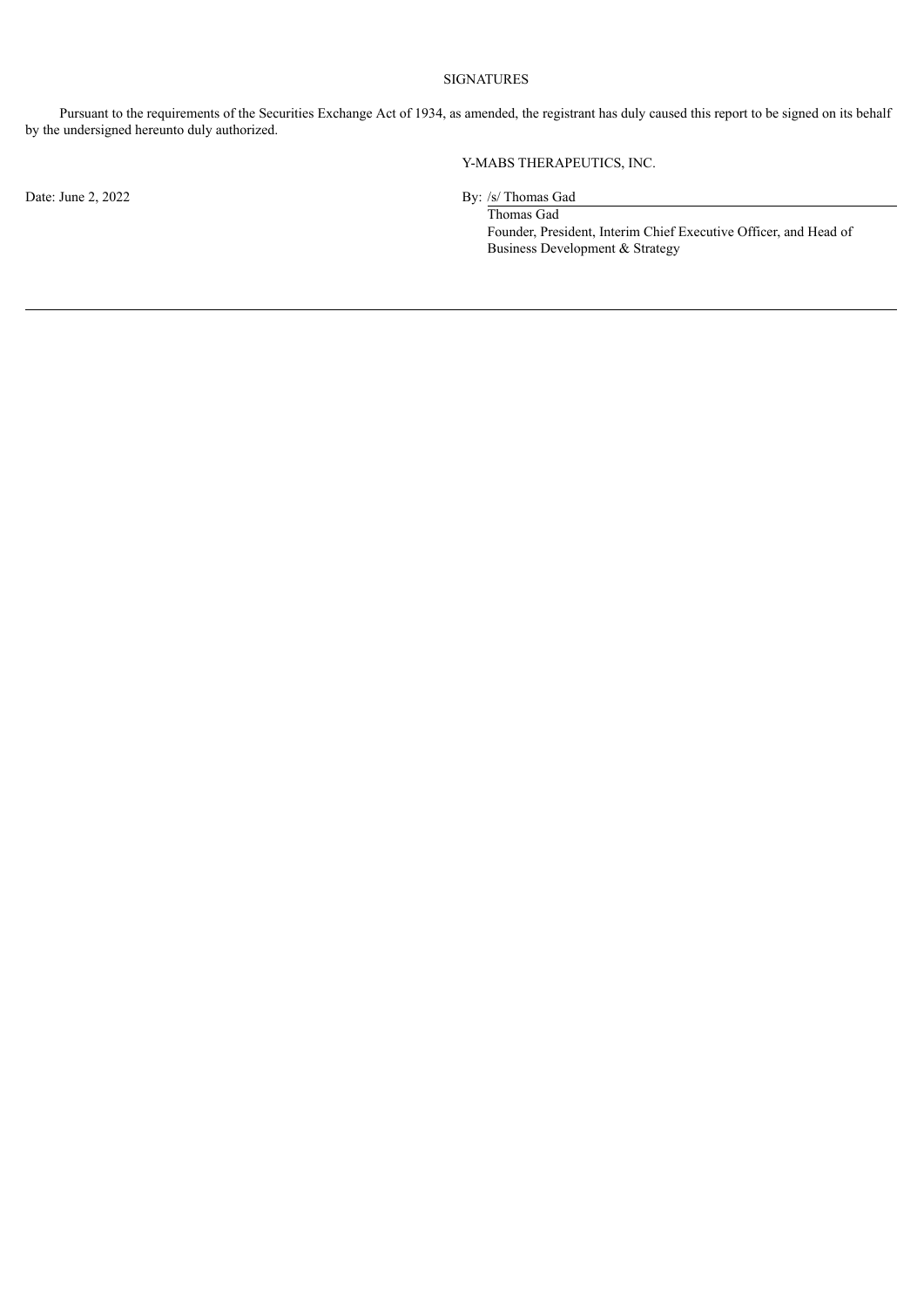# SIGNATURES

Pursuant to the requirements of the Securities Exchange Act of 1934, as amended, the registrant has duly caused this report to be signed on its behalf by the undersigned hereunto duly authorized.

Y-MABS THERAPEUTICS, INC.

Date: June 2, 2022

By: /s/ Thomas Gad

Thomas Gad

Founder, President, Interim Chief Executive Officer, and Head of Business Development & Strategy